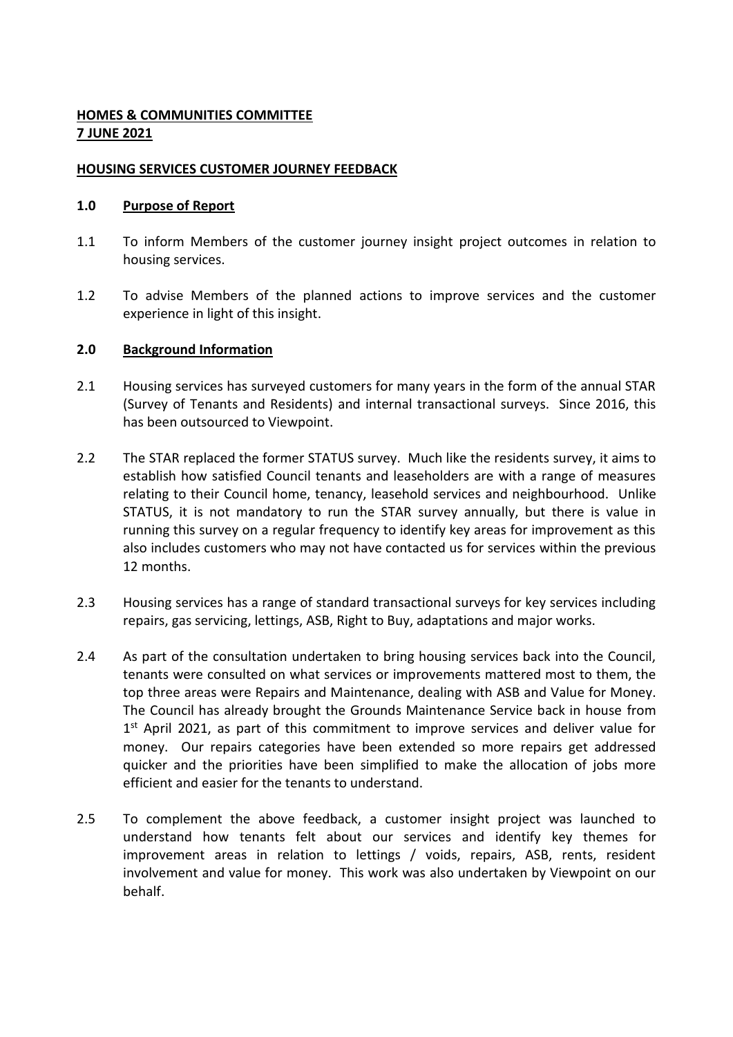**HOMES & COMMUNITIES COMMITTEE**
**7 JUNE 2021**

**HOUSING SERVICES CUSTOMER JOURNEY FEEDBACK**

## 1.0 Purpose of Report

1.1 To inform Members of the customer journey insight project outcomes in relation to housing services.

1.2 To advise Members of the planned actions to improve services and the customer experience in light of this insight.

## 2.0 Background Information

2.1 Housing services has surveyed customers for many years in the form of the annual STAR (Survey of Tenants and Residents) and internal transactional surveys. Since 2016, this has been outsourced to Viewpoint.

2.2 The STAR replaced the former STATUS survey. Much like the residents survey, it aims to establish how satisfied Council tenants and leaseholders are with a range of measures relating to their Council home, tenancy, leasehold services and neighbourhood. Unlike STATUS, it is not mandatory to run the STAR survey annually, but there is value in running this survey on a regular frequency to identify key areas for improvement as this also includes customers who may not have contacted us for services within the previous 12 months.

2.3 Housing services has a range of standard transactional surveys for key services including repairs, gas servicing, lettings, ASB, Right to Buy, adaptations and major works.

2.4 As part of the consultation undertaken to bring housing services back into the Council, tenants were consulted on what services or improvements mattered most to them, the top three areas were Repairs and Maintenance, dealing with ASB and Value for Money. The Council has already brought the Grounds Maintenance Service back in house from 1st April 2021, as part of this commitment to improve services and deliver value for money. Our repairs categories have been extended so more repairs get addressed quicker and the priorities have been simplified to make the allocation of jobs more efficient and easier for the tenants to understand.

2.5 To complement the above feedback, a customer insight project was launched to understand how tenants felt about our services and identify key themes for improvement areas in relation to lettings / voids, repairs, ASB, rents, resident involvement and value for money. This work was also undertaken by Viewpoint on our behalf.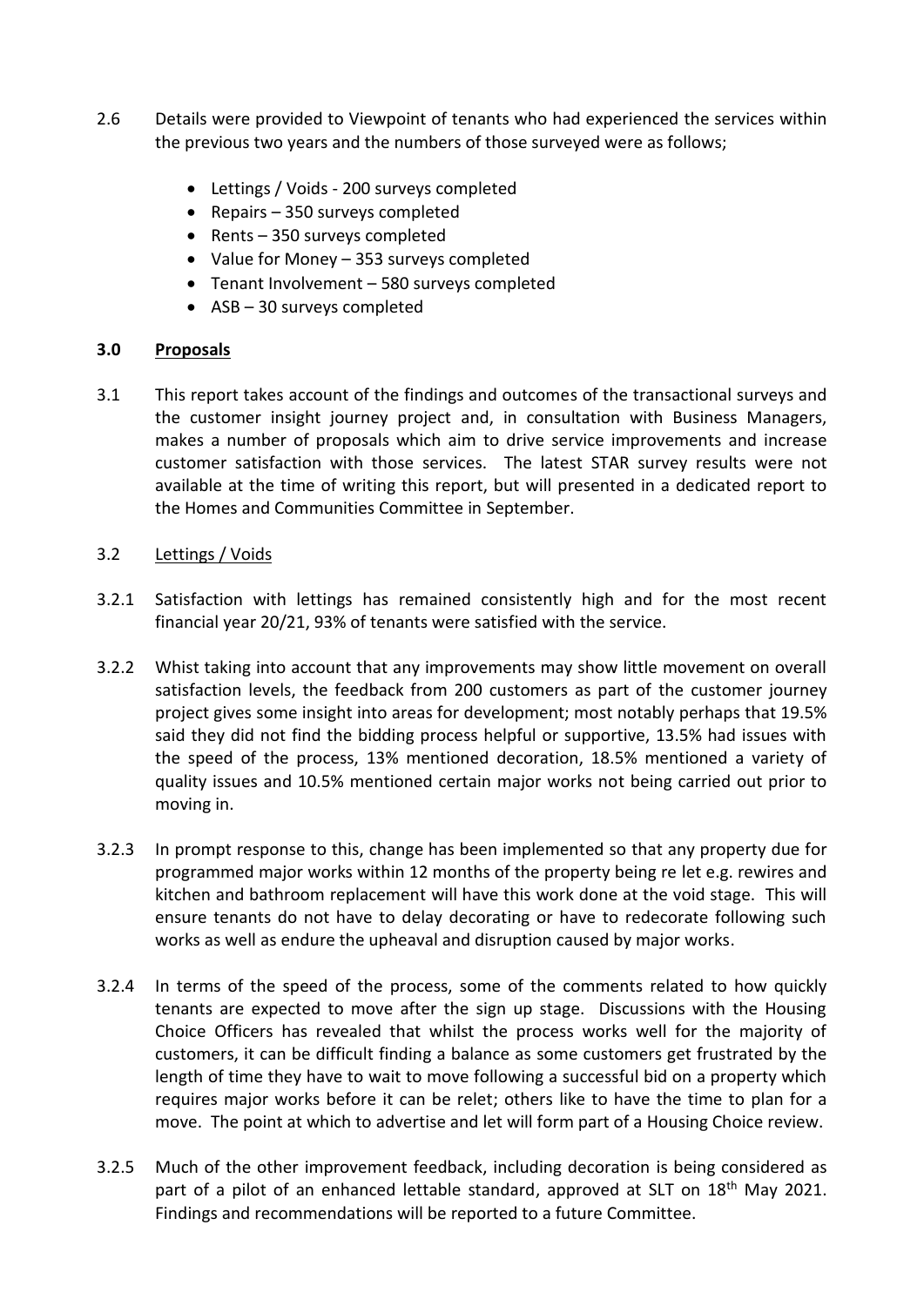2.6 Details were provided to Viewpoint of tenants who had experienced the services within the previous two years and the numbers of those surveyed were as follows;

- Lettings / Voids - 200 surveys completed
- Repairs – 350 surveys completed
- Rents – 350 surveys completed
- Value for Money – 353 surveys completed
- Tenant Involvement – 580 surveys completed
- ASB – 30 surveys completed

## 3.0 Proposals

3.1 This report takes account of the findings and outcomes of the transactional surveys and the customer insight journey project and, in consultation with Business Managers, makes a number of proposals which aim to drive service improvements and increase customer satisfaction with those services. The latest STAR survey results were not available at the time of writing this report, but will presented in a dedicated report to the Homes and Communities Committee in September.

3.2 Lettings / Voids

3.2.1 Satisfaction with lettings has remained consistently high and for the most recent financial year 20/21, 93% of tenants were satisfied with the service.

3.2.2 Whist taking into account that any improvements may show little movement on overall satisfaction levels, the feedback from 200 customers as part of the customer journey project gives some insight into areas for development; most notably perhaps that 19.5% said they did not find the bidding process helpful or supportive, 13.5% had issues with the speed of the process, 13% mentioned decoration, 18.5% mentioned a variety of quality issues and 10.5% mentioned certain major works not being carried out prior to moving in.

3.2.3 In prompt response to this, change has been implemented so that any property due for programmed major works within 12 months of the property being re let e.g. rewires and kitchen and bathroom replacement will have this work done at the void stage. This will ensure tenants do not have to delay decorating or have to redecorate following such works as well as endure the upheaval and disruption caused by major works.

3.2.4 In terms of the speed of the process, some of the comments related to how quickly tenants are expected to move after the sign up stage. Discussions with the Housing Choice Officers has revealed that whilst the process works well for the majority of customers, it can be difficult finding a balance as some customers get frustrated by the length of time they have to wait to move following a successful bid on a property which requires major works before it can be relet; others like to have the time to plan for a move. The point at which to advertise and let will form part of a Housing Choice review.

3.2.5 Much of the other improvement feedback, including decoration is being considered as part of a pilot of an enhanced lettable standard, approved at SLT on 18th May 2021. Findings and recommendations will be reported to a future Committee.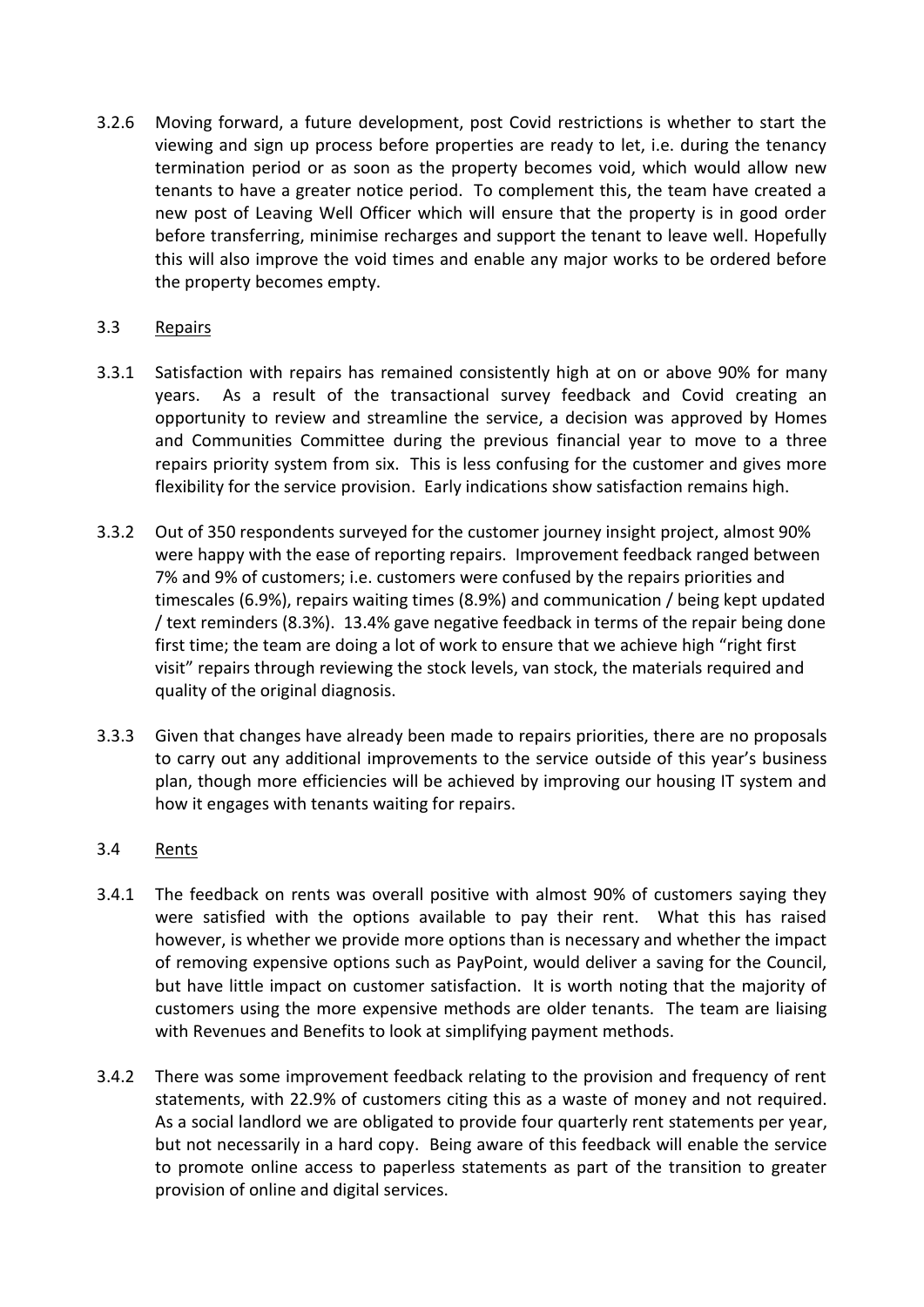3.2.6 Moving forward, a future development, post Covid restrictions is whether to start the viewing and sign up process before properties are ready to let, i.e. during the tenancy termination period or as soon as the property becomes void, which would allow new tenants to have a greater notice period. To complement this, the team have created a new post of Leaving Well Officer which will ensure that the property is in good order before transferring, minimise recharges and support the tenant to leave well. Hopefully this will also improve the void times and enable any major works to be ordered before the property becomes empty.

3.3 Repairs

3.3.1 Satisfaction with repairs has remained consistently high at on or above 90% for many years. As a result of the transactional survey feedback and Covid creating an opportunity to review and streamline the service, a decision was approved by Homes and Communities Committee during the previous financial year to move to a three repairs priority system from six. This is less confusing for the customer and gives more flexibility for the service provision. Early indications show satisfaction remains high.

3.3.2 Out of 350 respondents surveyed for the customer journey insight project, almost 90% were happy with the ease of reporting repairs. Improvement feedback ranged between 7% and 9% of customers; i.e. customers were confused by the repairs priorities and timescales (6.9%), repairs waiting times (8.9%) and communication / being kept updated / text reminders (8.3%). 13.4% gave negative feedback in terms of the repair being done first time; the team are doing a lot of work to ensure that we achieve high "right first visit" repairs through reviewing the stock levels, van stock, the materials required and quality of the original diagnosis.

3.3.3 Given that changes have already been made to repairs priorities, there are no proposals to carry out any additional improvements to the service outside of this year's business plan, though more efficiencies will be achieved by improving our housing IT system and how it engages with tenants waiting for repairs.

3.4 Rents

3.4.1 The feedback on rents was overall positive with almost 90% of customers saying they were satisfied with the options available to pay their rent. What this has raised however, is whether we provide more options than is necessary and whether the impact of removing expensive options such as PayPoint, would deliver a saving for the Council, but have little impact on customer satisfaction. It is worth noting that the majority of customers using the more expensive methods are older tenants. The team are liaising with Revenues and Benefits to look at simplifying payment methods.

3.4.2 There was some improvement feedback relating to the provision and frequency of rent statements, with 22.9% of customers citing this as a waste of money and not required. As a social landlord we are obligated to provide four quarterly rent statements per year, but not necessarily in a hard copy. Being aware of this feedback will enable the service to promote online access to paperless statements as part of the transition to greater provision of online and digital services.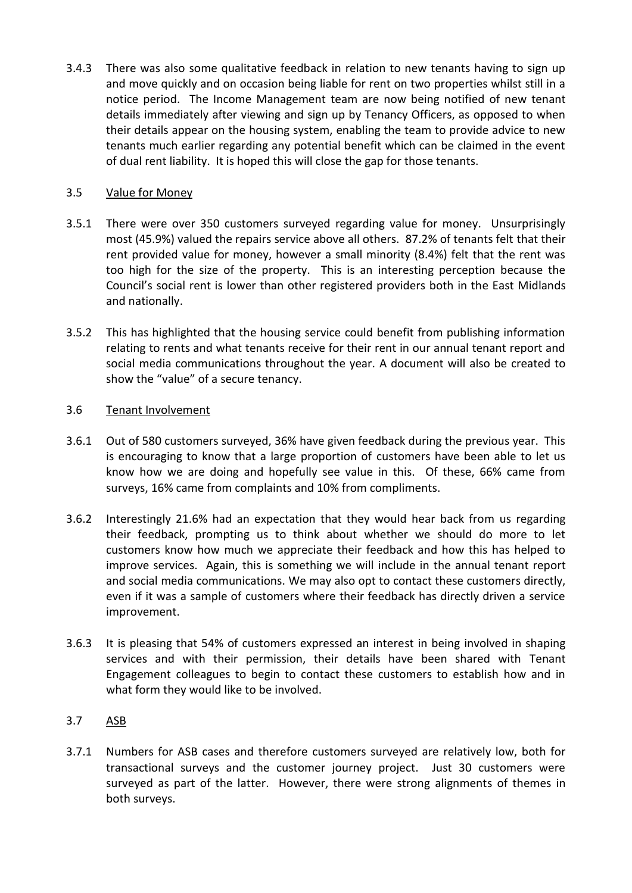3.4.3 There was also some qualitative feedback in relation to new tenants having to sign up and move quickly and on occasion being liable for rent on two properties whilst still in a notice period. The Income Management team are now being notified of new tenant details immediately after viewing and sign up by Tenancy Officers, as opposed to when their details appear on the housing system, enabling the team to provide advice to new tenants much earlier regarding any potential benefit which can be claimed in the event of dual rent liability. It is hoped this will close the gap for those tenants.

3.5 Value for Money

3.5.1 There were over 350 customers surveyed regarding value for money. Unsurprisingly most (45.9%) valued the repairs service above all others. 87.2% of tenants felt that their rent provided value for money, however a small minority (8.4%) felt that the rent was too high for the size of the property. This is an interesting perception because the Council's social rent is lower than other registered providers both in the East Midlands and nationally.

3.5.2 This has highlighted that the housing service could benefit from publishing information relating to rents and what tenants receive for their rent in our annual tenant report and social media communications throughout the year. A document will also be created to show the "value" of a secure tenancy.

3.6 Tenant Involvement

3.6.1 Out of 580 customers surveyed, 36% have given feedback during the previous year. This is encouraging to know that a large proportion of customers have been able to let us know how we are doing and hopefully see value in this. Of these, 66% came from surveys, 16% came from complaints and 10% from compliments.

3.6.2 Interestingly 21.6% had an expectation that they would hear back from us regarding their feedback, prompting us to think about whether we should do more to let customers know how much we appreciate their feedback and how this has helped to improve services. Again, this is something we will include in the annual tenant report and social media communications. We may also opt to contact these customers directly, even if it was a sample of customers where their feedback has directly driven a service improvement.

3.6.3 It is pleasing that 54% of customers expressed an interest in being involved in shaping services and with their permission, their details have been shared with Tenant Engagement colleagues to begin to contact these customers to establish how and in what form they would like to be involved.

3.7 ASB

3.7.1 Numbers for ASB cases and therefore customers surveyed are relatively low, both for transactional surveys and the customer journey project. Just 30 customers were surveyed as part of the latter. However, there were strong alignments of themes in both surveys.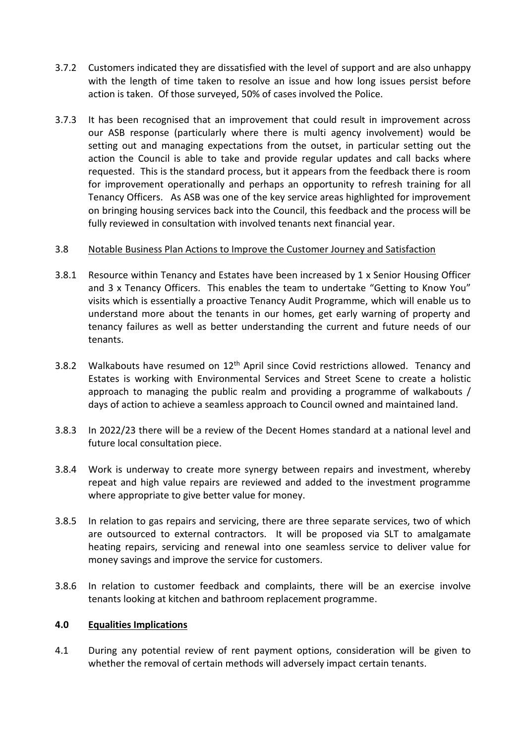3.7.2 Customers indicated they are dissatisfied with the level of support and are also unhappy with the length of time taken to resolve an issue and how long issues persist before action is taken. Of those surveyed, 50% of cases involved the Police.

3.7.3 It has been recognised that an improvement that could result in improvement across our ASB response (particularly where there is multi agency involvement) would be setting out and managing expectations from the outset, in particular setting out the action the Council is able to take and provide regular updates and call backs where requested. This is the standard process, but it appears from the feedback there is room for improvement operationally and perhaps an opportunity to refresh training for all Tenancy Officers. As ASB was one of the key service areas highlighted for improvement on bringing housing services back into the Council, this feedback and the process will be fully reviewed in consultation with involved tenants next financial year.

3.8 <u>Notable Business Plan Actions to Improve the Customer Journey and Satisfaction</u>

3.8.1 Resource within Tenancy and Estates have been increased by 1 x Senior Housing Officer and 3 x Tenancy Officers. This enables the team to undertake "Getting to Know You" visits which is essentially a proactive Tenancy Audit Programme, which will enable us to understand more about the tenants in our homes, get early warning of property and tenancy failures as well as better understanding the current and future needs of our tenants.

3.8.2 Walkabouts have resumed on 12th April since Covid restrictions allowed. Tenancy and Estates is working with Environmental Services and Street Scene to create a holistic approach to managing the public realm and providing a programme of walkabouts / days of action to achieve a seamless approach to Council owned and maintained land.

3.8.3 In 2022/23 there will be a review of the Decent Homes standard at a national level and future local consultation piece.

3.8.4 Work is underway to create more synergy between repairs and investment, whereby repeat and high value repairs are reviewed and added to the investment programme where appropriate to give better value for money.

3.8.5 In relation to gas repairs and servicing, there are three separate services, two of which are outsourced to external contractors. It will be proposed via SLT to amalgamate heating repairs, servicing and renewal into one seamless service to deliver value for money savings and improve the service for customers.

3.8.6 In relation to customer feedback and complaints, there will be an exercise involve tenants looking at kitchen and bathroom replacement programme.

## 4.0 <u>Equalities Implications</u>

4.1 During any potential review of rent payment options, consideration will be given to whether the removal of certain methods will adversely impact certain tenants.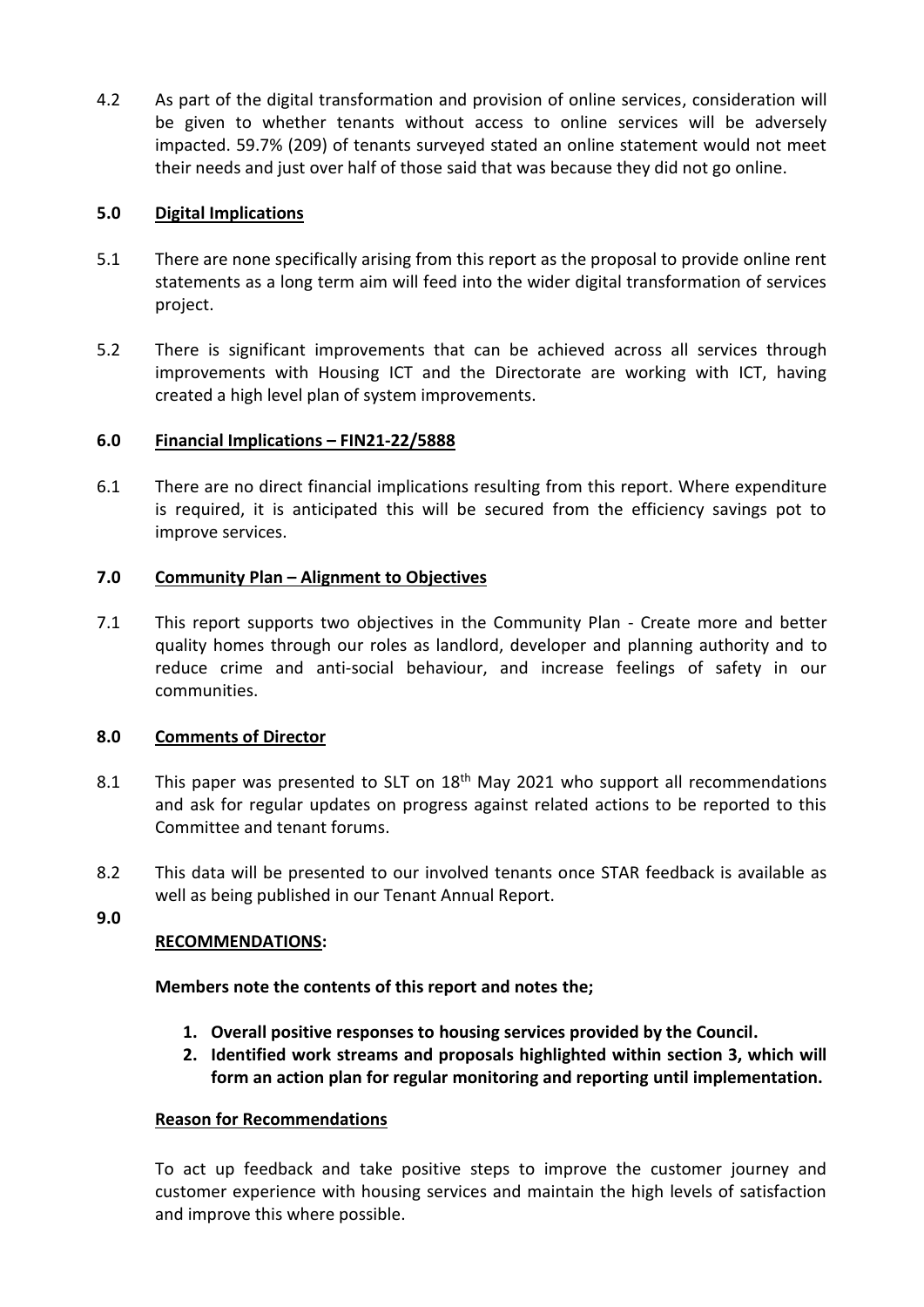4.2 As part of the digital transformation and provision of online services, consideration will be given to whether tenants without access to online services will be adversely impacted. 59.7% (209) of tenants surveyed stated an online statement would not meet their needs and just over half of those said that was because they did not go online.

## 5.0 Digital Implications

5.1 There are none specifically arising from this report as the proposal to provide online rent statements as a long term aim will feed into the wider digital transformation of services project.

5.2 There is significant improvements that can be achieved across all services through improvements with Housing ICT and the Directorate are working with ICT, having created a high level plan of system improvements.

## 6.0 Financial Implications – FIN21-22/5888

6.1 There are no direct financial implications resulting from this report. Where expenditure is required, it is anticipated this will be secured from the efficiency savings pot to improve services.

## 7.0 Community Plan – Alignment to Objectives

7.1 This report supports two objectives in the Community Plan - Create more and better quality homes through our roles as landlord, developer and planning authority and to reduce crime and anti-social behaviour, and increase feelings of safety in our communities.

## 8.0 Comments of Director

8.1 This paper was presented to SLT on 18th May 2021 who support all recommendations and ask for regular updates on progress against related actions to be reported to this Committee and tenant forums.

8.2 This data will be presented to our involved tenants once STAR feedback is available as well as being published in our Tenant Annual Report.

## 9.0

**RECOMMENDATIONS:**

**Members note the contents of this report and notes the;**

1. **Overall positive responses to housing services provided by the Council.**
2. **Identified work streams and proposals highlighted within section 3, which will form an action plan for regular monitoring and reporting until implementation.**

**Reason for Recommendations**

To act up feedback and take positive steps to improve the customer journey and customer experience with housing services and maintain the high levels of satisfaction and improve this where possible.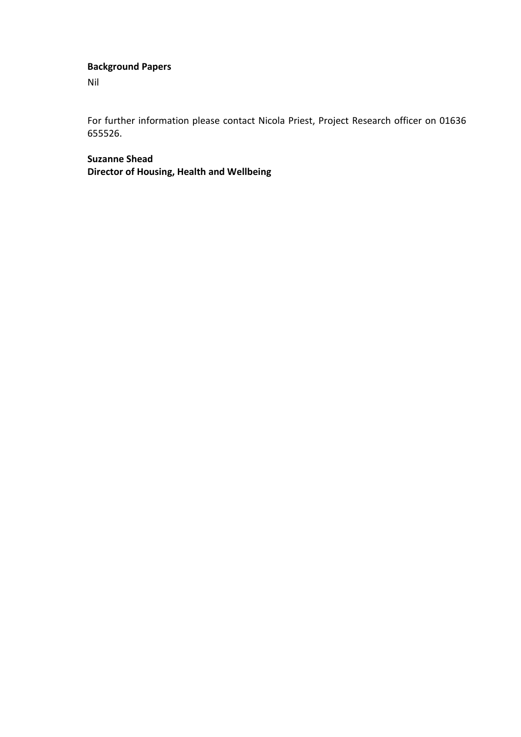**Background Papers**

Nil

For further information please contact Nicola Priest, Project Research officer on 01636 655526.

**Suzanne Shead**
**Director of Housing, Health and Wellbeing**